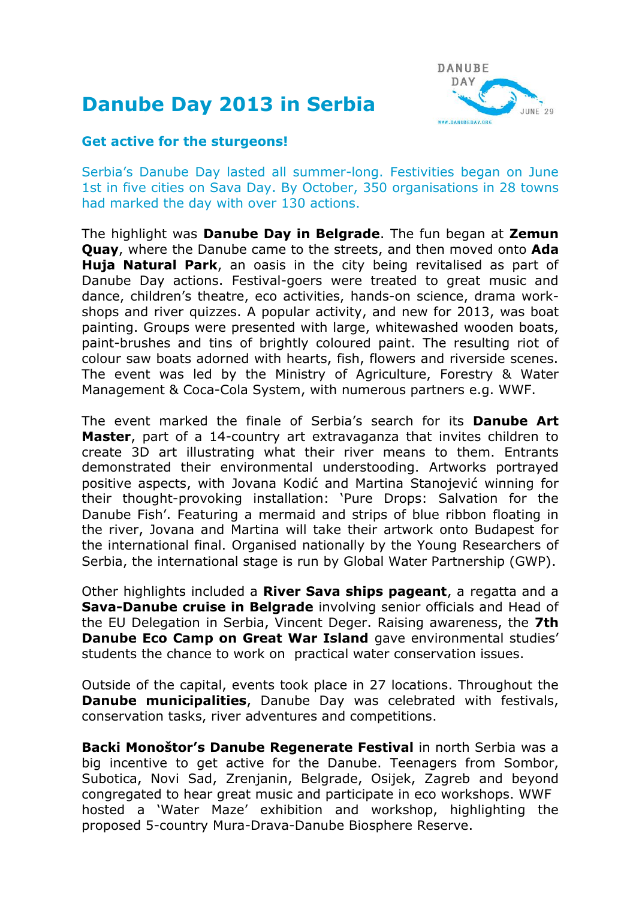# Danube Day 2013 in Serbia

## Get active for the sturgeons!

Serbia's Danube Day lasted all summer-long. Festivities began on June 1st in five cities on Sava Day. By October, 350 organisations in 28 towns had marked the day with over 130 actions.

The highlight was **Danube Day in Belgrade**. The fun began at **Zemun Quay**, where the Danube came to the streets, and then moved onto **Ada Huja Natural Park**, an oasis in the city being revitalised as part of Danube Day actions. Festival-goers were treated to great music and dance, children's theatre, eco activities, hands-on science, drama workshops and river quizzes. A popular activity, and new for 2013, was boat painting. Groups were presented with large, whitewashed wooden boats, paint-brushes and tins of brightly coloured paint. The resulting riot of colour saw boats adorned with hearts, fish, flowers and riverside scenes. The event was led by the Ministry of Agriculture, Forestry & Water Management & Coca-Cola System, with numerous partners e.g. WWF.

The event marked the finale of Serbia's search for its **Danube Art Master**, part of a 14-country art extravaganza that invites children to create 3D art illustrating what their river means to them. Entrants demonstrated their environmental understooding. Artworks portrayed positive aspects, with Jovana Kodić and Martina Stanojević winning for their thought-provoking installation: 'Pure Drops: Salvation for the Danube Fish'. Featuring a mermaid and strips of blue ribbon floating in the river, Jovana and Martina will take their artwork onto Budapest for the international final. Organised nationally by the Young Researchers of Serbia, the international stage is run by Global Water Partnership (GWP).

Other highlights included a **River Sava ships pageant**, a regatta and a **Sava-Danube cruise in Belgrade** involving senior officials and Head of the EU Delegation in Serbia, Vincent Deger. Raising awareness, the **7th Danube Eco Camp on Great War Island** gave environmental studies' students the chance to work on practical water conservation issues.

Outside of the capital, events took place in 27 locations. Throughout the **Danube municipalities**, Danube Day was celebrated with festivals, conservation tasks, river adventures and competitions.

**Backi Monoštor's Danube Regenerate Festival** in north Serbia was a big incentive to get active for the Danube. Teenagers from Sombor, Subotica, Novi Sad, Zrenjanin, Belgrade, Osijek, Zagreb and beyond congregated to hear great music and participate in eco workshops. WWF hosted a 'Water Maze' exhibition and workshop, highlighting the proposed 5-country Mura-Drava-Danube Biosphere Reserve.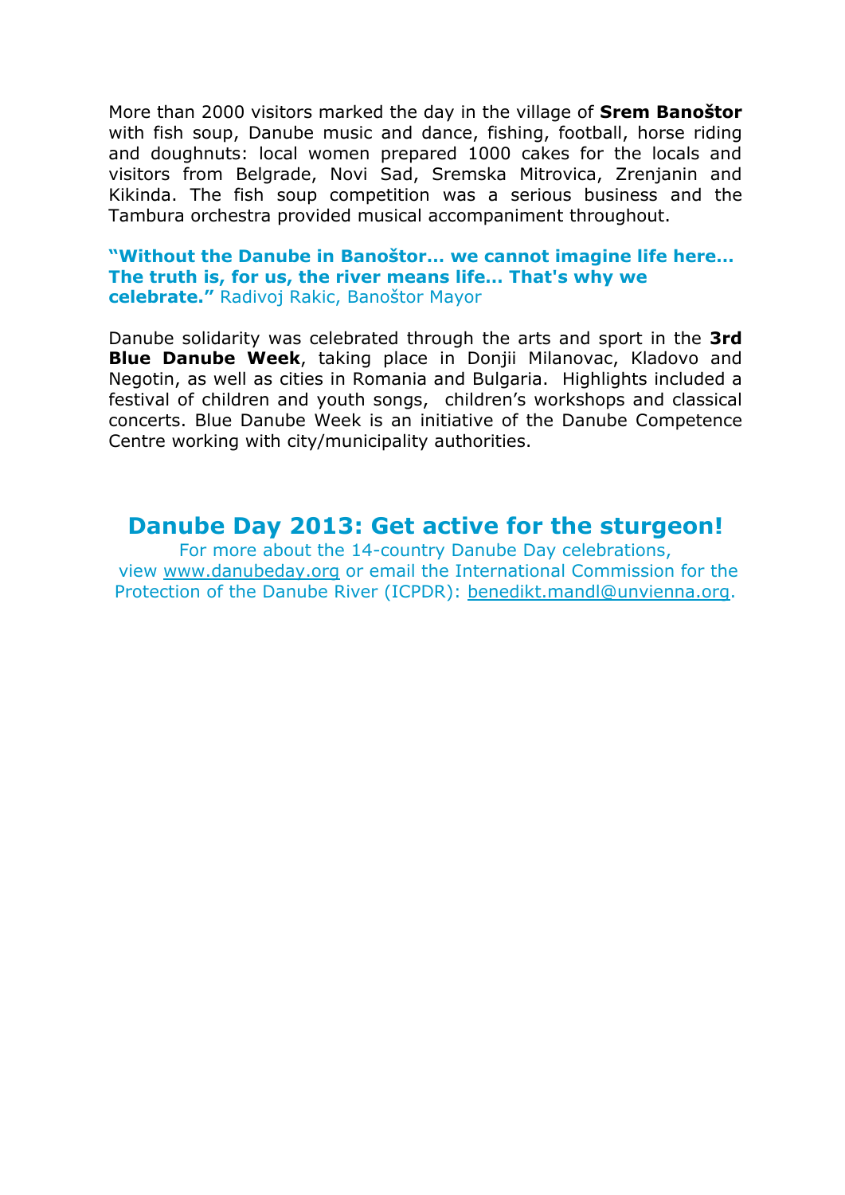More than 2000 visitors marked the day in the village of **Srem Banoštor** with fish soup, Danube music and dance, fishing, football, horse riding and doughnuts: local women prepared 1000 cakes for the locals and visitors from Belgrade, Novi Sad, Sremska Mitrovica, Zrenjanin and Kikinda. The fish soup competition was a serious business and the Tambura orchestra provided musical accompaniment throughout.

**"Without the Danube in Banoštor… we cannot imagine life here… The truth is, for us, the river means life… That's why we celebrate."** Radivoj Rakic, Banoštor Mayor

Danube solidarity was celebrated through the arts and sport in the **3rd Blue Danube Week**, taking place in Donjii Milanovac, Kladovo and Negotin, as well as cities in Romania and Bulgaria. Highlights included a festival of children and youth songs, children's workshops and classical concerts. Blue Danube Week is an initiative of the Danube Competence Centre working with city/municipality authorities.

## Danube Day 2013: Get active for the sturgeon!

For more about the 14-country Danube Day celebrations, view www.danubeday.org or email the International Commission for the Protection of the Danube River (ICPDR): benedikt.mandl@unvienna.org.